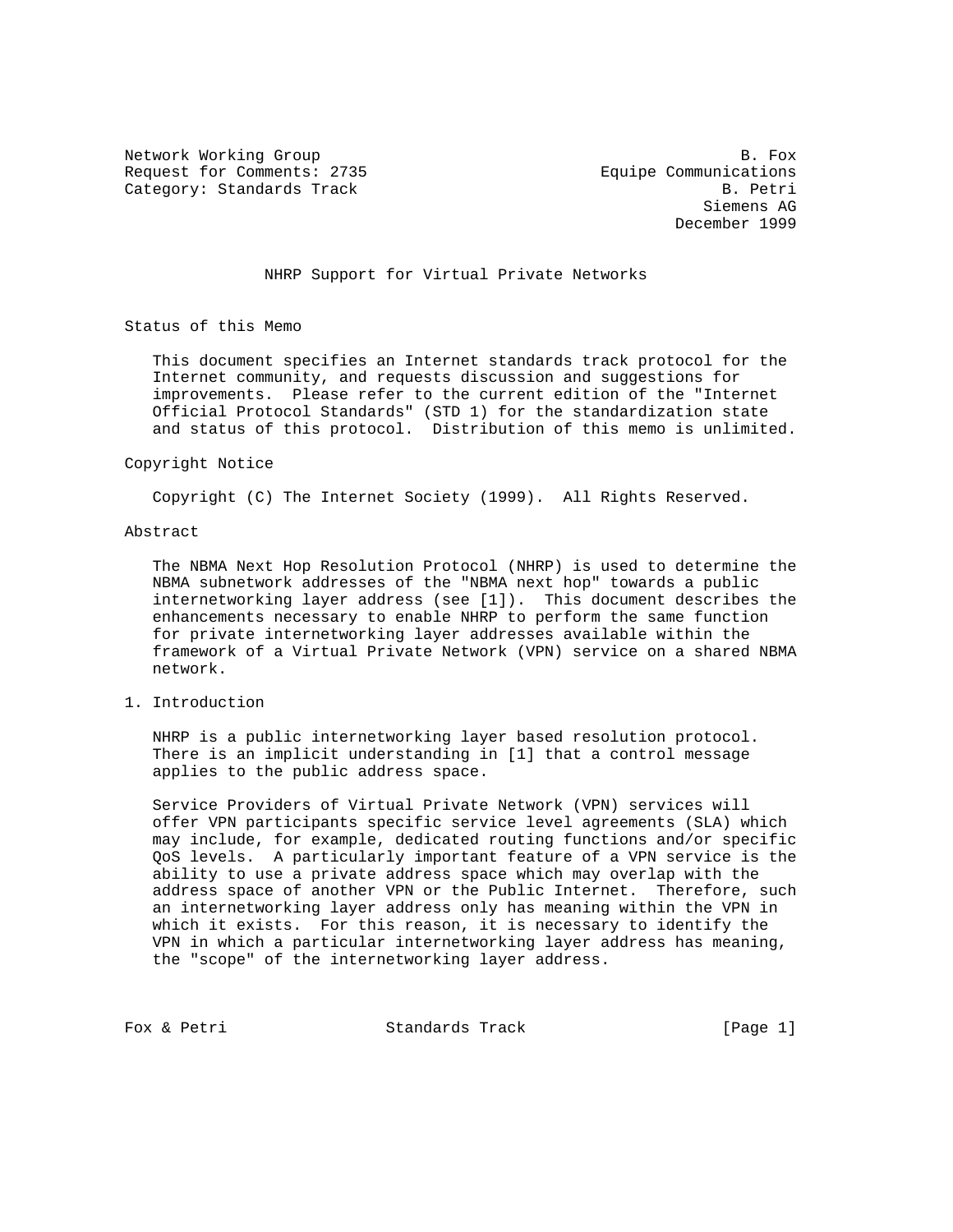Network Working Group B. Fox
Request for Comments: 2735 Equipe Communications
Category: Standards Track B. Petri
Siemens AG
December 1999

# NHRP Support for Virtual Private Networks

## Status of this Memo

This document specifies an Internet standards track protocol for the Internet community, and requests discussion and suggestions for improvements. Please refer to the current edition of the "Internet Official Protocol Standards" (STD 1) for the standardization state and status of this protocol. Distribution of this memo is unlimited.

## Copyright Notice

Copyright (C) The Internet Society (1999). All Rights Reserved.

## Abstract

The NBMA Next Hop Resolution Protocol (NHRP) is used to determine the NBMA subnetwork addresses of the "NBMA next hop" towards a public internetworking layer address (see [1]). This document describes the enhancements necessary to enable NHRP to perform the same function for private internetworking layer addresses available within the framework of a Virtual Private Network (VPN) service on a shared NBMA network.

## 1. Introduction

NHRP is a public internetworking layer based resolution protocol. There is an implicit understanding in [1] that a control message applies to the public address space.

Service Providers of Virtual Private Network (VPN) services will offer VPN participants specific service level agreements (SLA) which may include, for example, dedicated routing functions and/or specific QoS levels. A particularly important feature of a VPN service is the ability to use a private address space which may overlap with the address space of another VPN or the Public Internet. Therefore, such an internetworking layer address only has meaning within the VPN in which it exists. For this reason, it is necessary to identify the VPN in which a particular internetworking layer address has meaning, the "scope" of the internetworking layer address.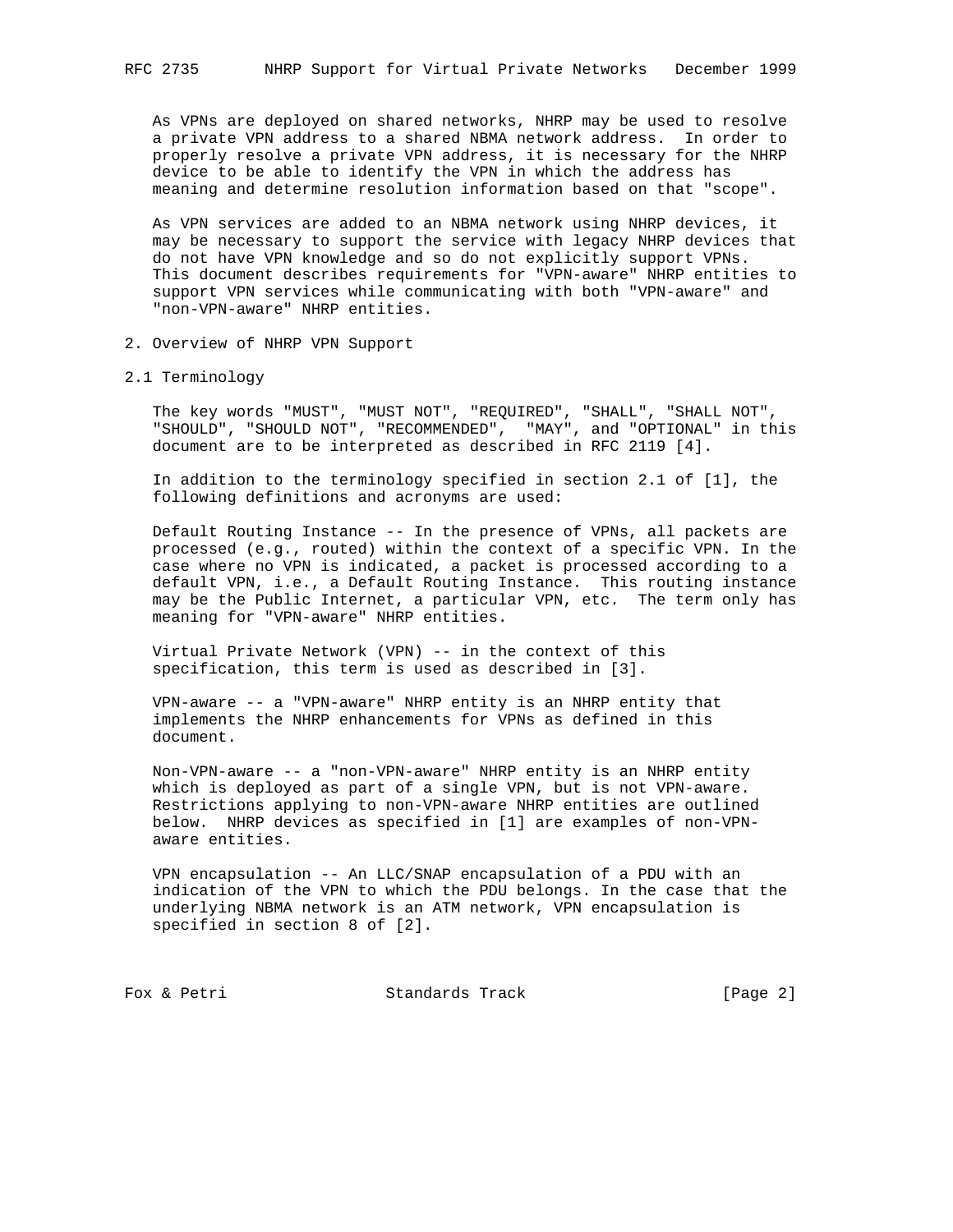As VPNs are deployed on shared networks, NHRP may be used to resolve a private VPN address to a shared NBMA network address. In order to properly resolve a private VPN address, it is necessary for the NHRP device to be able to identify the VPN in which the address has meaning and determine resolution information based on that "scope".

As VPN services are added to an NBMA network using NHRP devices, it may be necessary to support the service with legacy NHRP devices that do not have VPN knowledge and so do not explicitly support VPNs. This document describes requirements for "VPN-aware" NHRP entities to support VPN services while communicating with both "VPN-aware" and "non-VPN-aware" NHRP entities.

## 2. Overview of NHRP VPN Support

### 2.1 Terminology

The key words "MUST", "MUST NOT", "REQUIRED", "SHALL", "SHALL NOT", "SHOULD", "SHOULD NOT", "RECOMMENDED", "MAY", and "OPTIONAL" in this document are to be interpreted as described in RFC 2119 [4].

In addition to the terminology specified in section 2.1 of [1], the following definitions and acronyms are used:

Default Routing Instance -- In the presence of VPNs, all packets are processed (e.g., routed) within the context of a specific VPN. In the case where no VPN is indicated, a packet is processed according to a default VPN, i.e., a Default Routing Instance. This routing instance may be the Public Internet, a particular VPN, etc. The term only has meaning for "VPN-aware" NHRP entities.

Virtual Private Network (VPN) -- in the context of this specification, this term is used as described in [3].

VPN-aware -- a "VPN-aware" NHRP entity is an NHRP entity that implements the NHRP enhancements for VPNs as defined in this document.

Non-VPN-aware -- a "non-VPN-aware" NHRP entity is an NHRP entity which is deployed as part of a single VPN, but is not VPN-aware. Restrictions applying to non-VPN-aware NHRP entities are outlined below. NHRP devices as specified in [1] are examples of non-VPN-aware entities.

VPN encapsulation -- An LLC/SNAP encapsulation of a PDU with an indication of the VPN to which the PDU belongs. In the case that the underlying NBMA network is an ATM network, VPN encapsulation is specified in section 8 of [2].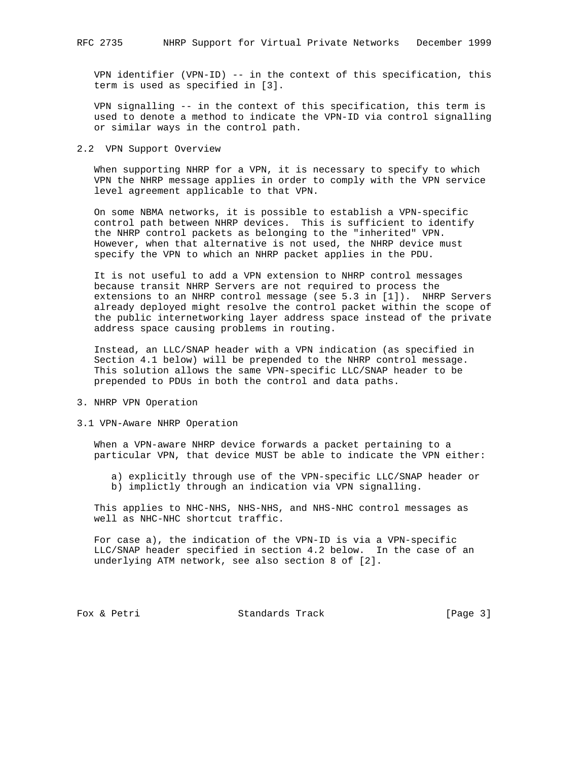VPN identifier (VPN-ID) -- in the context of this specification, this term is used as specified in [3].

VPN signalling -- in the context of this specification, this term is used to denote a method to indicate the VPN-ID via control signalling or similar ways in the control path.

## 2.2 VPN Support Overview

When supporting NHRP for a VPN, it is necessary to specify to which VPN the NHRP message applies in order to comply with the VPN service level agreement applicable to that VPN.

On some NBMA networks, it is possible to establish a VPN-specific control path between NHRP devices. This is sufficient to identify the NHRP control packets as belonging to the "inherited" VPN. However, when that alternative is not used, the NHRP device must specify the VPN to which an NHRP packet applies in the PDU.

It is not useful to add a VPN extension to NHRP control messages because transit NHRP Servers are not required to process the extensions to an NHRP control message (see 5.3 in [1]). NHRP Servers already deployed might resolve the control packet within the scope of the public internetworking layer address space instead of the private address space causing problems in routing.

Instead, an LLC/SNAP header with a VPN indication (as specified in Section 4.1 below) will be prepended to the NHRP control message. This solution allows the same VPN-specific LLC/SNAP header to be prepended to PDUs in both the control and data paths.

# 3. NHRP VPN Operation

## 3.1 VPN-Aware NHRP Operation

When a VPN-aware NHRP device forwards a packet pertaining to a particular VPN, that device MUST be able to indicate the VPN either:

a) explicitly through use of the VPN-specific LLC/SNAP header or
b) implictly through an indication via VPN signalling.

This applies to NHC-NHS, NHS-NHS, and NHS-NHC control messages as well as NHC-NHC shortcut traffic.

For case a), the indication of the VPN-ID is via a VPN-specific LLC/SNAP header specified in section 4.2 below. In the case of an underlying ATM network, see also section 8 of [2].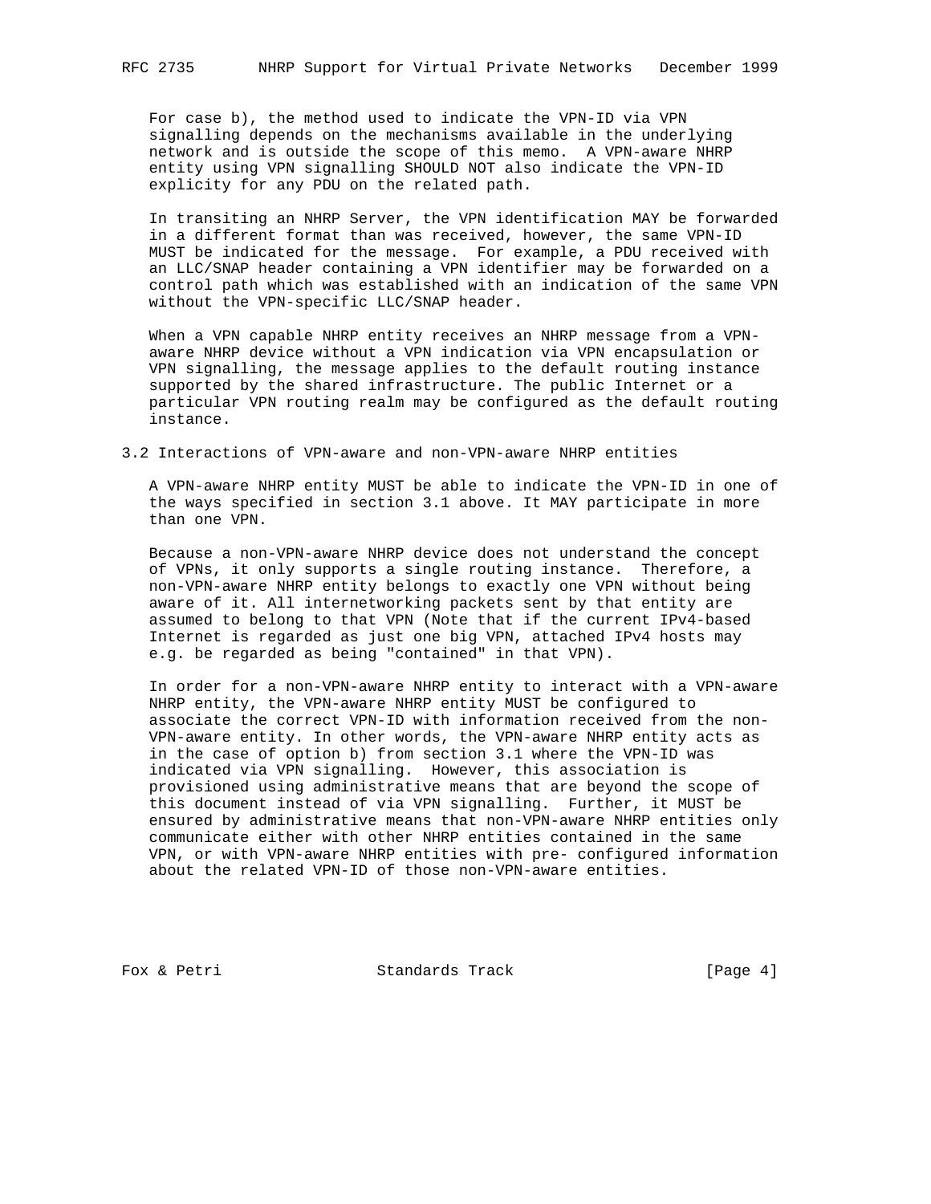For case b), the method used to indicate the VPN-ID via VPN signalling depends on the mechanisms available in the underlying network and is outside the scope of this memo. A VPN-aware NHRP entity using VPN signalling SHOULD NOT also indicate the VPN-ID explicity for any PDU on the related path.

In transiting an NHRP Server, the VPN identification MAY be forwarded in a different format than was received, however, the same VPN-ID MUST be indicated for the message. For example, a PDU received with an LLC/SNAP header containing a VPN identifier may be forwarded on a control path which was established with an indication of the same VPN without the VPN-specific LLC/SNAP header.

When a VPN capable NHRP entity receives an NHRP message from a VPN-aware NHRP device without a VPN indication via VPN encapsulation or VPN signalling, the message applies to the default routing instance supported by the shared infrastructure. The public Internet or a particular VPN routing realm may be configured as the default routing instance.

## 3.2 Interactions of VPN-aware and non-VPN-aware NHRP entities

A VPN-aware NHRP entity MUST be able to indicate the VPN-ID in one of the ways specified in section 3.1 above. It MAY participate in more than one VPN.

Because a non-VPN-aware NHRP device does not understand the concept of VPNs, it only supports a single routing instance. Therefore, a non-VPN-aware NHRP entity belongs to exactly one VPN without being aware of it. All internetworking packets sent by that entity are assumed to belong to that VPN (Note that if the current IPv4-based Internet is regarded as just one big VPN, attached IPv4 hosts may e.g. be regarded as being "contained" in that VPN).

In order for a non-VPN-aware NHRP entity to interact with a VPN-aware NHRP entity, the VPN-aware NHRP entity MUST be configured to associate the correct VPN-ID with information received from the non-VPN-aware entity. In other words, the VPN-aware NHRP entity acts as in the case of option b) from section 3.1 where the VPN-ID was indicated via VPN signalling. However, this association is provisioned using administrative means that are beyond the scope of this document instead of via VPN signalling. Further, it MUST be ensured by administrative means that non-VPN-aware NHRP entities only communicate either with other NHRP entities contained in the same VPN, or with VPN-aware NHRP entities with pre- configured information about the related VPN-ID of those non-VPN-aware entities.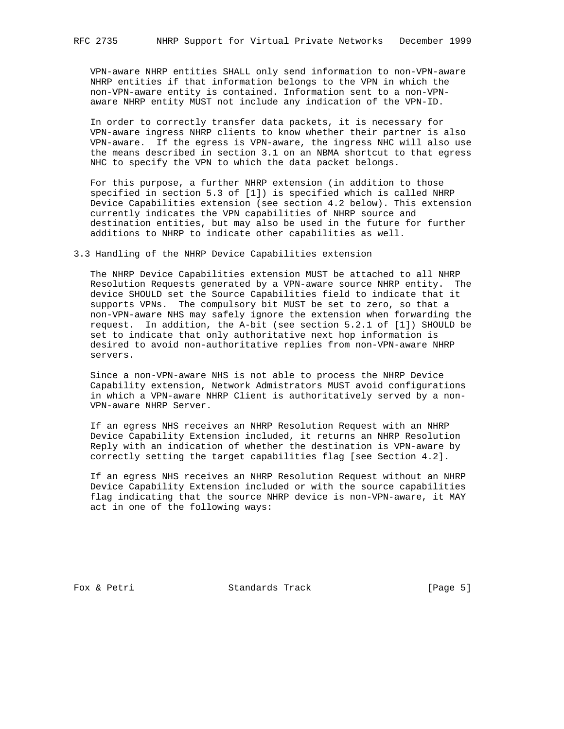VPN-aware NHRP entities SHALL only send information to non-VPN-aware NHRP entities if that information belongs to the VPN in which the non-VPN-aware entity is contained. Information sent to a non-VPN-aware NHRP entity MUST not include any indication of the VPN-ID.

In order to correctly transfer data packets, it is necessary for VPN-aware ingress NHRP clients to know whether their partner is also VPN-aware. If the egress is VPN-aware, the ingress NHC will also use the means described in section 3.1 on an NBMA shortcut to that egress NHC to specify the VPN to which the data packet belongs.

For this purpose, a further NHRP extension (in addition to those specified in section 5.3 of [1]) is specified which is called NHRP Device Capabilities extension (see section 4.2 below). This extension currently indicates the VPN capabilities of NHRP source and destination entities, but may also be used in the future for further additions to NHRP to indicate other capabilities as well.

### 3.3 Handling of the NHRP Device Capabilities extension

The NHRP Device Capabilities extension MUST be attached to all NHRP Resolution Requests generated by a VPN-aware source NHRP entity. The device SHOULD set the Source Capabilities field to indicate that it supports VPNs. The compulsory bit MUST be set to zero, so that a non-VPN-aware NHS may safely ignore the extension when forwarding the request. In addition, the A-bit (see section 5.2.1 of [1]) SHOULD be set to indicate that only authoritative next hop information is desired to avoid non-authoritative replies from non-VPN-aware NHRP servers.

Since a non-VPN-aware NHS is not able to process the NHRP Device Capability extension, Network Admistrators MUST avoid configurations in which a VPN-aware NHRP Client is authoritatively served by a non-VPN-aware NHRP Server.

If an egress NHS receives an NHRP Resolution Request with an NHRP Device Capability Extension included, it returns an NHRP Resolution Reply with an indication of whether the destination is VPN-aware by correctly setting the target capabilities flag [see Section 4.2].

If an egress NHS receives an NHRP Resolution Request without an NHRP Device Capability Extension included or with the source capabilities flag indicating that the source NHRP device is non-VPN-aware, it MAY act in one of the following ways: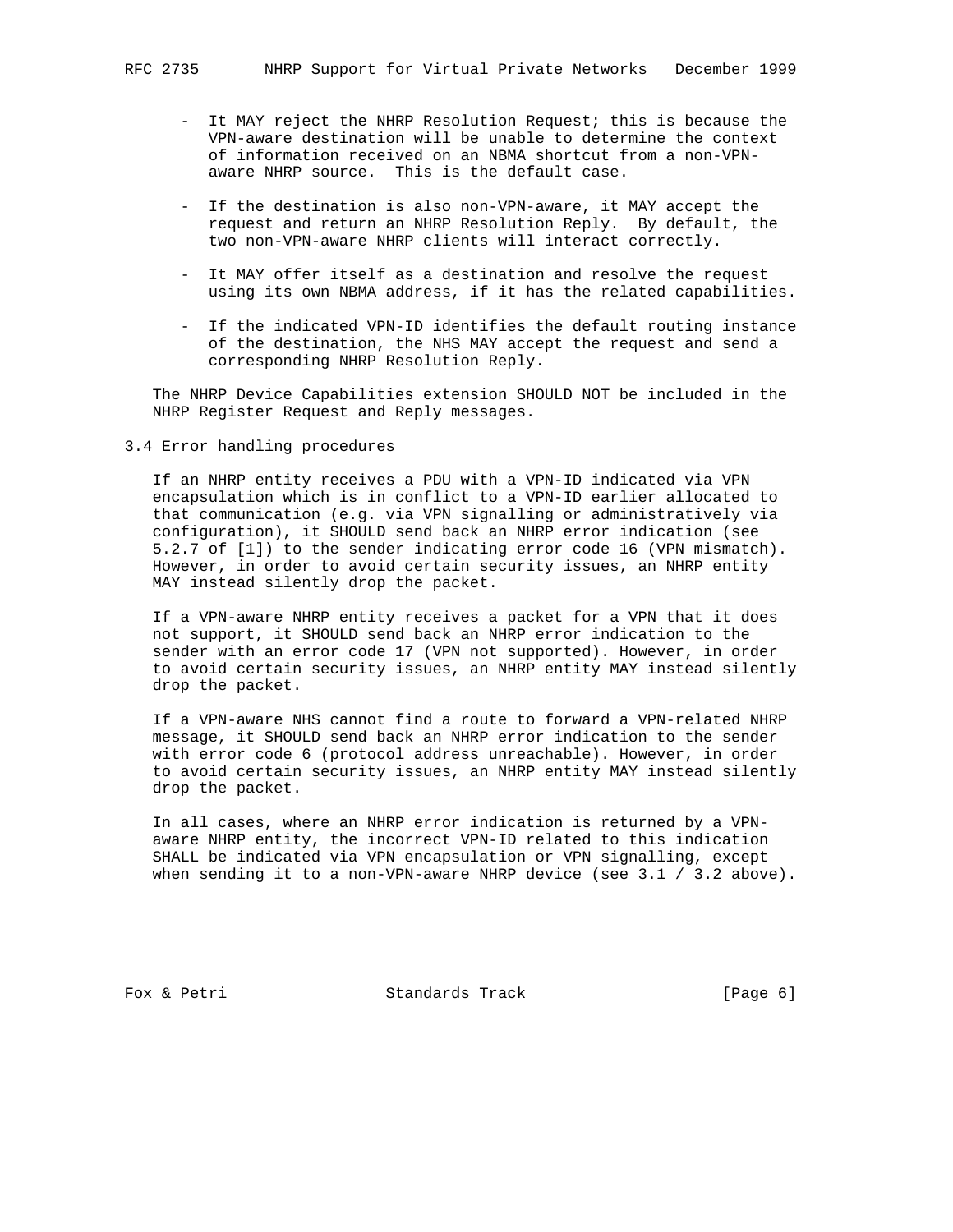- It MAY reject the NHRP Resolution Request; this is because the VPN-aware destination will be unable to determine the context of information received on an NBMA shortcut from a non-VPN-aware NHRP source. This is the default case.

- If the destination is also non-VPN-aware, it MAY accept the request and return an NHRP Resolution Reply. By default, the two non-VPN-aware NHRP clients will interact correctly.

- It MAY offer itself as a destination and resolve the request using its own NBMA address, if it has the related capabilities.

- If the indicated VPN-ID identifies the default routing instance of the destination, the NHS MAY accept the request and send a corresponding NHRP Resolution Reply.

The NHRP Device Capabilities extension SHOULD NOT be included in the NHRP Register Request and Reply messages.

### 3.4 Error handling procedures

If an NHRP entity receives a PDU with a VPN-ID indicated via VPN encapsulation which is in conflict to a VPN-ID earlier allocated to that communication (e.g. via VPN signalling or administratively via configuration), it SHOULD send back an NHRP error indication (see 5.2.7 of [1]) to the sender indicating error code 16 (VPN mismatch). However, in order to avoid certain security issues, an NHRP entity MAY instead silently drop the packet.

If a VPN-aware NHRP entity receives a packet for a VPN that it does not support, it SHOULD send back an NHRP error indication to the sender with an error code 17 (VPN not supported). However, in order to avoid certain security issues, an NHRP entity MAY instead silently drop the packet.

If a VPN-aware NHS cannot find a route to forward a VPN-related NHRP message, it SHOULD send back an NHRP error indication to the sender with error code 6 (protocol address unreachable). However, in order to avoid certain security issues, an NHRP entity MAY instead silently drop the packet.

In all cases, where an NHRP error indication is returned by a VPN-aware NHRP entity, the incorrect VPN-ID related to this indication SHALL be indicated via VPN encapsulation or VPN signalling, except when sending it to a non-VPN-aware NHRP device (see 3.1 / 3.2 above).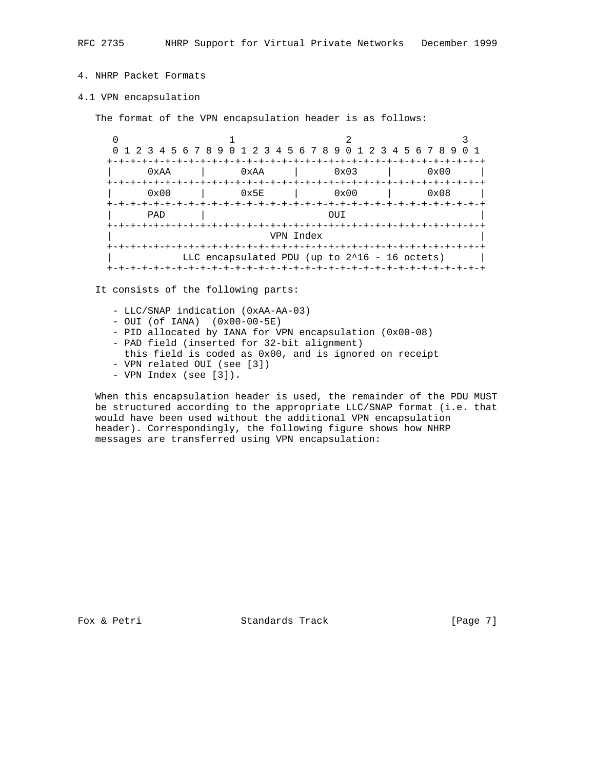## 4. NHRP Packet Formats

### 4.1 VPN encapsulation

The format of the VPN encapsulation header is as follows:

```
    0                   1                   2                   3
    0 1 2 3 4 5 6 7 8 9 0 1 2 3 4 5 6 7 8 9 0 1 2 3 4 5 6 7 8 9 0 1
   +-+-+-+-+-+-+-+-+-+-+-+-+-+-+-+-+-+-+-+-+-+-+-+-+-+-+-+-+-+-+-+-+
   |      0xAA     |      0xAA     |      0x03     |      0x00     |
   +-+-+-+-+-+-+-+-+-+-+-+-+-+-+-+-+-+-+-+-+-+-+-+-+-+-+-+-+-+-+-+-+
   |      0x00     |      0x5E     |      0x00     |      0x08     |
   +-+-+-+-+-+-+-+-+-+-+-+-+-+-+-+-+-+-+-+-+-+-+-+-+-+-+-+-+-+-+-+-+
   |      PAD      |                      OUI                      |
   +-+-+-+-+-+-+-+-+-+-+-+-+-+-+-+-+-+-+-+-+-+-+-+-+-+-+-+-+-+-+-+-+
   |                           VPN Index                           |
   +-+-+-+-+-+-+-+-+-+-+-+-+-+-+-+-+-+-+-+-+-+-+-+-+-+-+-+-+-+-+-+-+
   |           LLC encapsulated PDU (up to 2^16 - 16 octets)       |
   +-+-+-+-+-+-+-+-+-+-+-+-+-+-+-+-+-+-+-+-+-+-+-+-+-+-+-+-+-+-+-+-+
```

It consists of the following parts:

- LLC/SNAP indication (0xAA-AA-03)
- OUI (of IANA)  (0x00-00-5E)
- PID allocated by IANA for VPN encapsulation (0x00-08)
- PAD field (inserted for 32-bit alignment)
  this field is coded as 0x00, and is ignored on receipt
- VPN related OUI (see [3])
- VPN Index (see [3]).

When this encapsulation header is used, the remainder of the PDU MUST be structured according to the appropriate LLC/SNAP format (i.e. that would have been used without the additional VPN encapsulation header). Correspondingly, the following figure shows how NHRP messages are transferred using VPN encapsulation: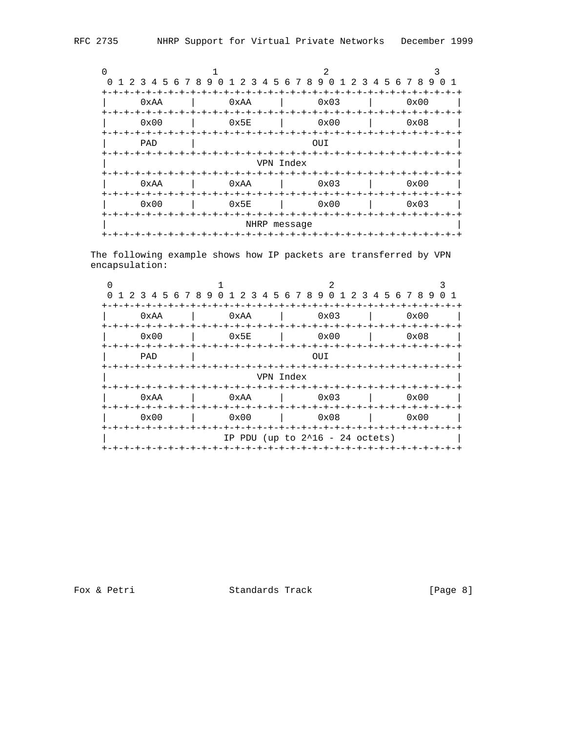```
 0                   1                   2                   3
 0 1 2 3 4 5 6 7 8 9 0 1 2 3 4 5 6 7 8 9 0 1 2 3 4 5 6 7 8 9 0 1
+-+-+-+-+-+-+-+-+-+-+-+-+-+-+-+-+-+-+-+-+-+-+-+-+-+-+-+-+-+-+-+-+
|      0xAA     |      0xAA     |      0x03     |      0x00     |
+-+-+-+-+-+-+-+-+-+-+-+-+-+-+-+-+-+-+-+-+-+-+-+-+-+-+-+-+-+-+-+-+
|      0x00     |      0x5E     |      0x00     |      0x08     |
+-+-+-+-+-+-+-+-+-+-+-+-+-+-+-+-+-+-+-+-+-+-+-+-+-+-+-+-+-+-+-+-+
|      PAD      |                      OUI                      |
+-+-+-+-+-+-+-+-+-+-+-+-+-+-+-+-+-+-+-+-+-+-+-+-+-+-+-+-+-+-+-+-+
|                           VPN Index                           |
+-+-+-+-+-+-+-+-+-+-+-+-+-+-+-+-+-+-+-+-+-+-+-+-+-+-+-+-+-+-+-+-+
|      0xAA     |      0xAA     |      0x03     |      0x00     |
+-+-+-+-+-+-+-+-+-+-+-+-+-+-+-+-+-+-+-+-+-+-+-+-+-+-+-+-+-+-+-+-+
|      0x00     |      0x5E     |      0x00     |      0x03     |
+-+-+-+-+-+-+-+-+-+-+-+-+-+-+-+-+-+-+-+-+-+-+-+-+-+-+-+-+-+-+-+-+
|                          NHRP message                         |
+-+-+-+-+-+-+-+-+-+-+-+-+-+-+-+-+-+-+-+-+-+-+-+-+-+-+-+-+-+-+-+-+
```

The following example shows how IP packets are transferred by VPN encapsulation:

```
 0                   1                   2                   3
 0 1 2 3 4 5 6 7 8 9 0 1 2 3 4 5 6 7 8 9 0 1 2 3 4 5 6 7 8 9 0 1
+-+-+-+-+-+-+-+-+-+-+-+-+-+-+-+-+-+-+-+-+-+-+-+-+-+-+-+-+-+-+-+-+
|      0xAA     |      0xAA     |      0x03     |      0x00     |
+-+-+-+-+-+-+-+-+-+-+-+-+-+-+-+-+-+-+-+-+-+-+-+-+-+-+-+-+-+-+-+-+
|      0x00     |      0x5E     |      0x00     |      0x08     |
+-+-+-+-+-+-+-+-+-+-+-+-+-+-+-+-+-+-+-+-+-+-+-+-+-+-+-+-+-+-+-+-+
|      PAD      |                      OUI                      |
+-+-+-+-+-+-+-+-+-+-+-+-+-+-+-+-+-+-+-+-+-+-+-+-+-+-+-+-+-+-+-+-+
|                           VPN Index                           |
+-+-+-+-+-+-+-+-+-+-+-+-+-+-+-+-+-+-+-+-+-+-+-+-+-+-+-+-+-+-+-+-+
|      0xAA     |      0xAA     |      0x03     |      0x00     |
+-+-+-+-+-+-+-+-+-+-+-+-+-+-+-+-+-+-+-+-+-+-+-+-+-+-+-+-+-+-+-+-+
|      0x00     |      0x00     |      0x08     |      0x00     |
+-+-+-+-+-+-+-+-+-+-+-+-+-+-+-+-+-+-+-+-+-+-+-+-+-+-+-+-+-+-+-+-+
|                IP PDU (up to 2^16 - 24 octets)                |
+-+-+-+-+-+-+-+-+-+-+-+-+-+-+-+-+-+-+-+-+-+-+-+-+-+-+-+-+-+-+-+-+
```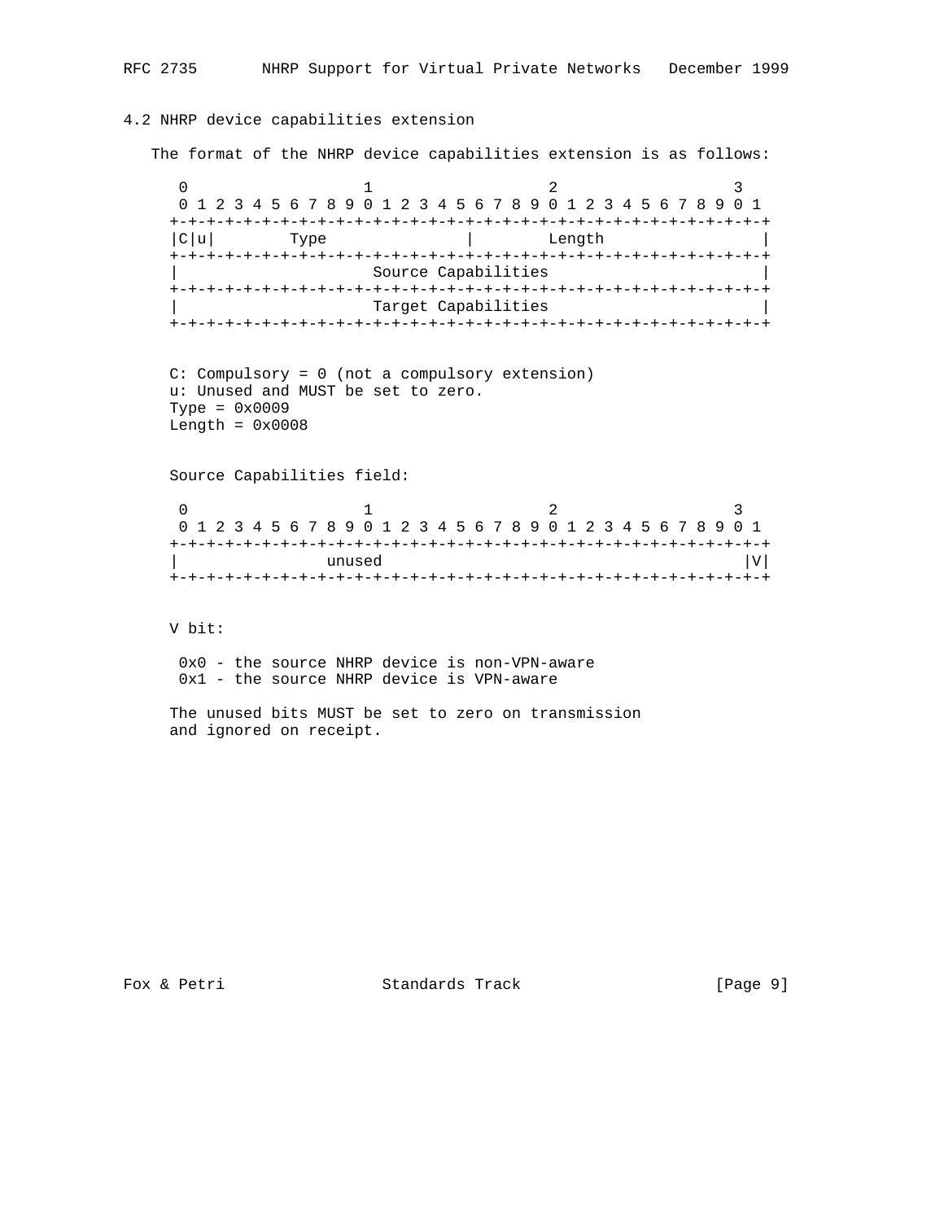### 4.2 NHRP device capabilities extension

The format of the NHRP device capabilities extension is as follows:

```
 0                   1                   2                   3
 0 1 2 3 4 5 6 7 8 9 0 1 2 3 4 5 6 7 8 9 0 1 2 3 4 5 6 7 8 9 0 1
+-+-+-+-+-+-+-+-+-+-+-+-+-+-+-+-+-+-+-+-+-+-+-+-+-+-+-+-+-+-+-+-+
|C|u|        Type               |        Length                 |
+-+-+-+-+-+-+-+-+-+-+-+-+-+-+-+-+-+-+-+-+-+-+-+-+-+-+-+-+-+-+-+-+
|                     Source Capabilities                       |
+-+-+-+-+-+-+-+-+-+-+-+-+-+-+-+-+-+-+-+-+-+-+-+-+-+-+-+-+-+-+-+-+
|                     Target Capabilities                       |
+-+-+-+-+-+-+-+-+-+-+-+-+-+-+-+-+-+-+-+-+-+-+-+-+-+-+-+-+-+-+-+-+
```

C: Compulsory = 0 (not a compulsory extension)
u: Unused and MUST be set to zero.
Type = 0x0009
Length = 0x0008

Source Capabilities field:

```
 0                   1                   2                   3
 0 1 2 3 4 5 6 7 8 9 0 1 2 3 4 5 6 7 8 9 0 1 2 3 4 5 6 7 8 9 0 1
+-+-+-+-+-+-+-+-+-+-+-+-+-+-+-+-+-+-+-+-+-+-+-+-+-+-+-+-+-+-+-+-+
|               unused                                        |V|
+-+-+-+-+-+-+-+-+-+-+-+-+-+-+-+-+-+-+-+-+-+-+-+-+-+-+-+-+-+-+-+-+
```

V bit:

 0x0 - the source NHRP device is non-VPN-aware
 0x1 - the source NHRP device is VPN-aware

The unused bits MUST be set to zero on transmission and ignored on receipt.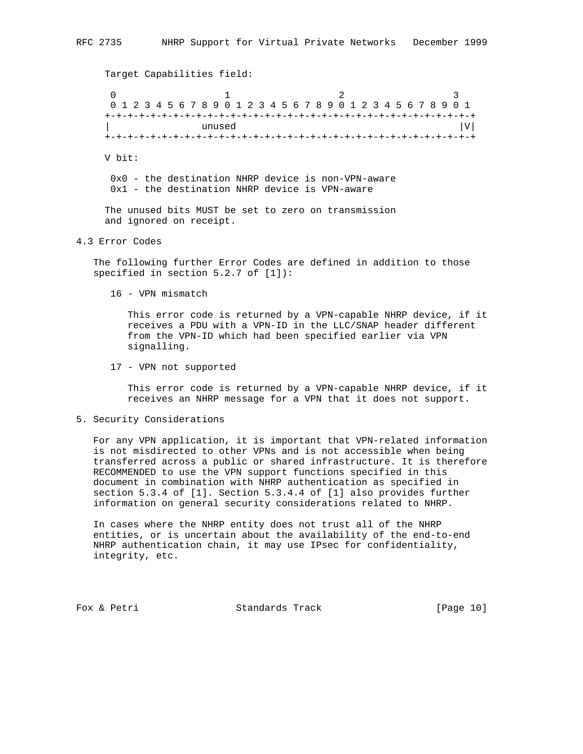Target Capabilities field:

```
 0                   1                   2                   3
 0 1 2 3 4 5 6 7 8 9 0 1 2 3 4 5 6 7 8 9 0 1 2 3 4 5 6 7 8 9 0 1
+-+-+-+-+-+-+-+-+-+-+-+-+-+-+-+-+-+-+-+-+-+-+-+-+-+-+-+-+-+-+-+-+
|               unused                                        |V|
+-+-+-+-+-+-+-+-+-+-+-+-+-+-+-+-+-+-+-+-+-+-+-+-+-+-+-+-+-+-+-+-+
```

V bit:

0x0 - the destination NHRP device is non-VPN-aware
0x1 - the destination NHRP device is VPN-aware

The unused bits MUST be set to zero on transmission and ignored on receipt.

## 4.3 Error Codes

The following further Error Codes are defined in addition to those specified in section 5.2.7 of [1]):

16 - VPN mismatch

This error code is returned by a VPN-capable NHRP device, if it receives a PDU with a VPN-ID in the LLC/SNAP header different from the VPN-ID which had been specified earlier via VPN signalling.

17 - VPN not supported

This error code is returned by a VPN-capable NHRP device, if it receives an NHRP message for a VPN that it does not support.

# 5. Security Considerations

For any VPN application, it is important that VPN-related information is not misdirected to other VPNs and is not accessible when being transferred across a public or shared infrastructure. It is therefore RECOMMENDED to use the VPN support functions specified in this document in combination with NHRP authentication as specified in section 5.3.4 of [1]. Section 5.3.4.4 of [1] also provides further information on general security considerations related to NHRP.

In cases where the NHRP entity does not trust all of the NHRP entities, or is uncertain about the availability of the end-to-end NHRP authentication chain, it may use IPsec for confidentiality, integrity, etc.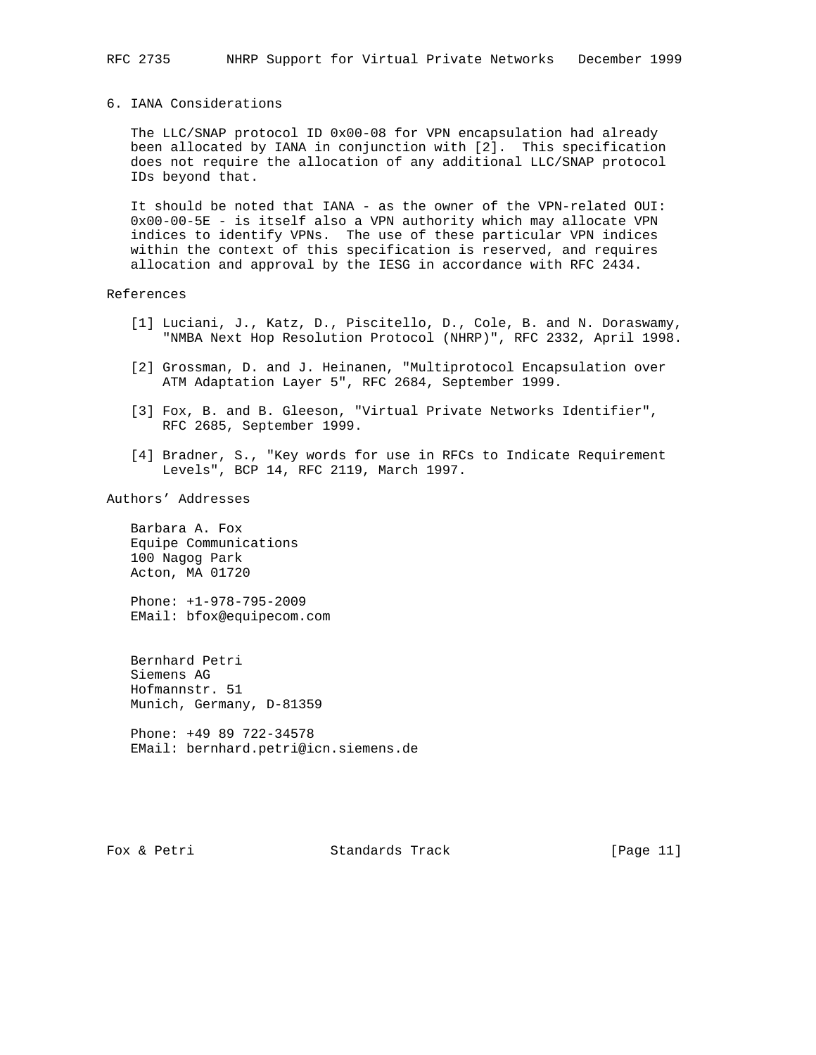## 6. IANA Considerations

The LLC/SNAP protocol ID 0x00-08 for VPN encapsulation had already been allocated by IANA in conjunction with [2]. This specification does not require the allocation of any additional LLC/SNAP protocol IDs beyond that.

It should be noted that IANA - as the owner of the VPN-related OUI: 0x00-00-5E - is itself also a VPN authority which may allocate VPN indices to identify VPNs. The use of these particular VPN indices within the context of this specification is reserved, and requires allocation and approval by the IESG in accordance with RFC 2434.

## References

[1] Luciani, J., Katz, D., Piscitello, D., Cole, B. and N. Doraswamy, "NMBA Next Hop Resolution Protocol (NHRP)", RFC 2332, April 1998.

[2] Grossman, D. and J. Heinanen, "Multiprotocol Encapsulation over ATM Adaptation Layer 5", RFC 2684, September 1999.

[3] Fox, B. and B. Gleeson, "Virtual Private Networks Identifier", RFC 2685, September 1999.

[4] Bradner, S., "Key words for use in RFCs to Indicate Requirement Levels", BCP 14, RFC 2119, March 1997.

## Authors' Addresses

Barbara A. Fox
Equipe Communications
100 Nagog Park
Acton, MA 01720

Phone: +1-978-795-2009
EMail: bfox@equipecom.com

Bernhard Petri
Siemens AG
Hofmannstr. 51
Munich, Germany, D-81359

Phone: +49 89 722-34578
EMail: bernhard.petri@icn.siemens.de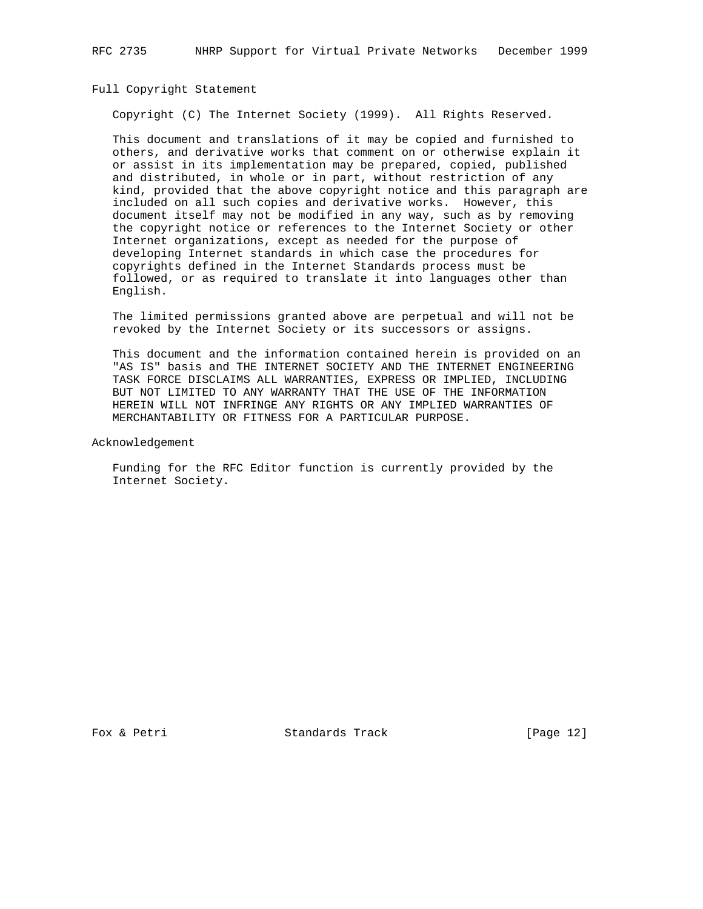## Full Copyright Statement

Copyright (C) The Internet Society (1999). All Rights Reserved.

This document and translations of it may be copied and furnished to others, and derivative works that comment on or otherwise explain it or assist in its implementation may be prepared, copied, published and distributed, in whole or in part, without restriction of any kind, provided that the above copyright notice and this paragraph are included on all such copies and derivative works. However, this document itself may not be modified in any way, such as by removing the copyright notice or references to the Internet Society or other Internet organizations, except as needed for the purpose of developing Internet standards in which case the procedures for copyrights defined in the Internet Standards process must be followed, or as required to translate it into languages other than English.

The limited permissions granted above are perpetual and will not be revoked by the Internet Society or its successors or assigns.

This document and the information contained herein is provided on an "AS IS" basis and THE INTERNET SOCIETY AND THE INTERNET ENGINEERING TASK FORCE DISCLAIMS ALL WARRANTIES, EXPRESS OR IMPLIED, INCLUDING BUT NOT LIMITED TO ANY WARRANTY THAT THE USE OF THE INFORMATION HEREIN WILL NOT INFRINGE ANY RIGHTS OR ANY IMPLIED WARRANTIES OF MERCHANTABILITY OR FITNESS FOR A PARTICULAR PURPOSE.

## Acknowledgement

Funding for the RFC Editor function is currently provided by the Internet Society.